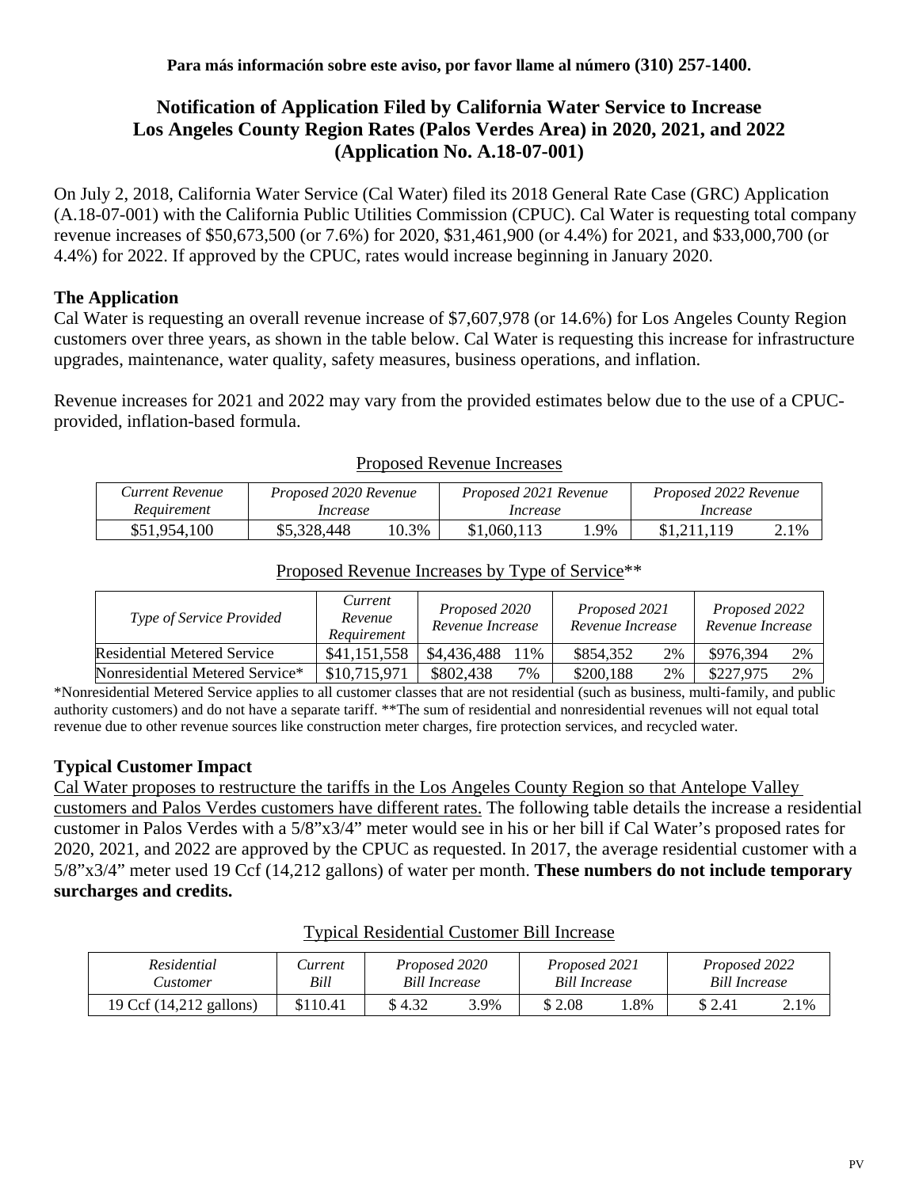**Para más información sobre este aviso, por favor llame al número (310) 257-1400.**

# Notification of Application Filed by California Water Service to Increase Los Angeles County Region Rates (Palos Verdes Area) in 2020, 2021, and 2022 (Application No. A.18-07-001)

On July 2, 2018, California Water Service (Cal Water) filed its 2018 General Rate Case (GRC) Application (A.18-07-001) with the California Public Utilities Commission (CPUC). Cal Water is requesting total company revenue increases of $50,673,500 (or 7.6%) for 2020, $31,461,900 (or 4.4%) for 2021, and $33,000,700 (or 4.4%) for 2022. If approved by the CPUC, rates would increase beginning in January 2020.

## The Application

Cal Water is requesting an overall revenue increase of $7,607,978 (or 14.6%) for Los Angeles County Region customers over three years, as shown in the table below. Cal Water is requesting this increase for infrastructure upgrades, maintenance, water quality, safety measures, business operations, and inflation.

Revenue increases for 2021 and 2022 may vary from the provided estimates below due to the use of a CPUC-provided, inflation-based formula.

Proposed Revenue Increases

| *Current Revenue Requirement* | *Proposed 2020 Revenue Increase* | | *Proposed 2021 Revenue Increase* | | *Proposed 2022 Revenue Increase* | |
|---|---|---|---|---|---|---|
| $51,954,100 | $5,328,448 | 10.3% | $1,060,113 | 1.9% | $1,211,119 | 2.1% |

Proposed Revenue Increases by Type of Service**

| *Type of Service Provided* | *Current Revenue Requirement* | *Proposed 2020 Revenue Increase* | | *Proposed 2021 Revenue Increase* | | *Proposed 2022 Revenue Increase* | |
|---|---|---|---|---|---|---|---|
| Residential Metered Service | $41,151,558 | $4,436,488 | 11% | $854,352 | 2% | $976,394 | 2% |
| Nonresidential Metered Service* | $10,715,971 | $802,438 | 7% | $200,188 | 2% | $227,975 | 2% |

*Nonresidential Metered Service applies to all customer classes that are not residential (such as business, multi-family, and public authority customers) and do not have a separate tariff. **The sum of residential and nonresidential revenues will not equal total revenue due to other revenue sources like construction meter charges, fire protection services, and recycled water.

## Typical Customer Impact

Cal Water proposes to restructure the tariffs in the Los Angeles County Region so that Antelope Valley customers and Palos Verdes customers have different rates. The following table details the increase a residential customer in Palos Verdes with a 5/8"x3/4" meter would see in his or her bill if Cal Water's proposed rates for 2020, 2021, and 2022 are approved by the CPUC as requested. In 2017, the average residential customer with a 5/8"x3/4" meter used 19 Ccf (14,212 gallons) of water per month. **These numbers do not include temporary surcharges and credits.**

Typical Residential Customer Bill Increase

| *Residential Customer* | *Current Bill* | *Proposed 2020 Bill Increase* | | *Proposed 2021 Bill Increase* | | *Proposed 2022 Bill Increase* | |
|---|---|---|---|---|---|---|---|
| 19 Ccf (14,212 gallons) | $110.41 | $ 4.32 | 3.9% | $ 2.08 | 1.8% | $ 2.41 | 2.1% |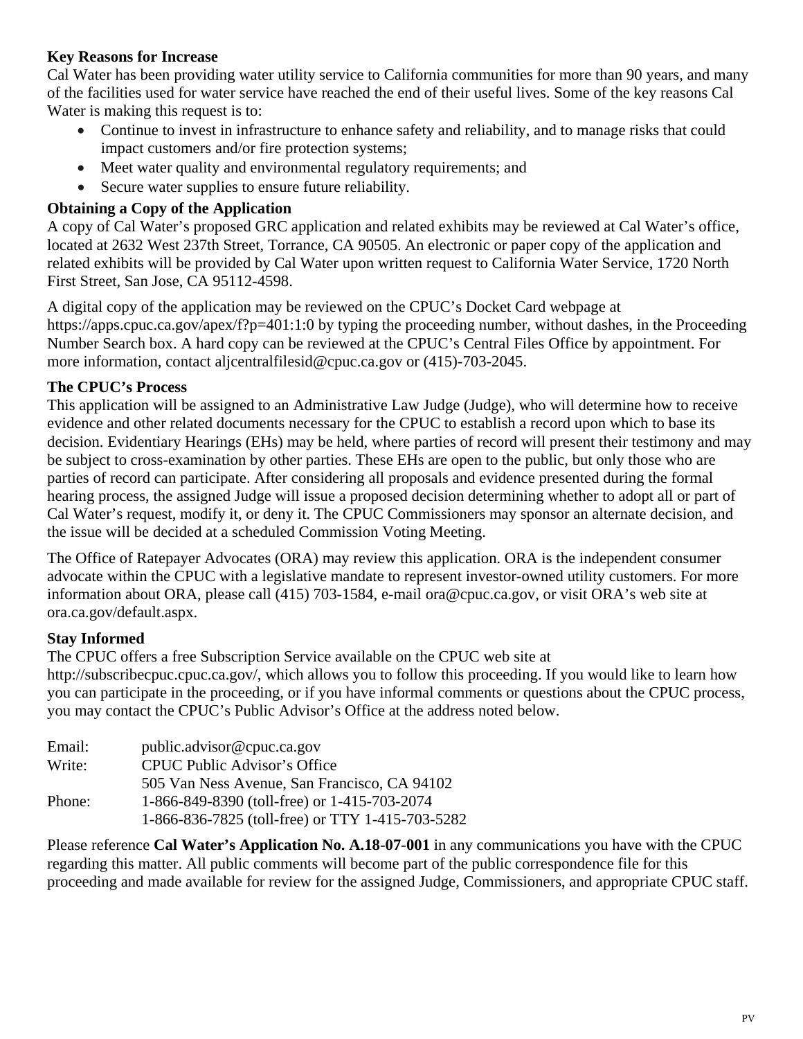**Key Reasons for Increase**

Cal Water has been providing water utility service to California communities for more than 90 years, and many of the facilities used for water service have reached the end of their useful lives. Some of the key reasons Cal Water is making this request is to:

- Continue to invest in infrastructure to enhance safety and reliability, and to manage risks that could impact customers and/or fire protection systems;
- Meet water quality and environmental regulatory requirements; and
- Secure water supplies to ensure future reliability.

**Obtaining a Copy of the Application**

A copy of Cal Water's proposed GRC application and related exhibits may be reviewed at Cal Water's office, located at 2632 West 237th Street, Torrance, CA 90505. An electronic or paper copy of the application and related exhibits will be provided by Cal Water upon written request to California Water Service, 1720 North First Street, San Jose, CA 95112-4598.

A digital copy of the application may be reviewed on the CPUC's Docket Card webpage at https://apps.cpuc.ca.gov/apex/f?p=401:1:0 by typing the proceeding number, without dashes, in the Proceeding Number Search box. A hard copy can be reviewed at the CPUC's Central Files Office by appointment. For more information, contact aljcentralfilesid@cpuc.ca.gov or (415)-703-2045.

**The CPUC's Process**

This application will be assigned to an Administrative Law Judge (Judge), who will determine how to receive evidence and other related documents necessary for the CPUC to establish a record upon which to base its decision. Evidentiary Hearings (EHs) may be held, where parties of record will present their testimony and may be subject to cross-examination by other parties. These EHs are open to the public, but only those who are parties of record can participate. After considering all proposals and evidence presented during the formal hearing process, the assigned Judge will issue a proposed decision determining whether to adopt all or part of Cal Water's request, modify it, or deny it. The CPUC Commissioners may sponsor an alternate decision, and the issue will be decided at a scheduled Commission Voting Meeting.

The Office of Ratepayer Advocates (ORA) may review this application. ORA is the independent consumer advocate within the CPUC with a legislative mandate to represent investor-owned utility customers. For more information about ORA, please call (415) 703-1584, e-mail ora@cpuc.ca.gov, or visit ORA's web site at ora.ca.gov/default.aspx.

**Stay Informed**

The CPUC offers a free Subscription Service available on the CPUC web site at http://subscribecpuc.cpuc.ca.gov/, which allows you to follow this proceeding. If you would like to learn how you can participate in the proceeding, or if you have informal comments or questions about the CPUC process, you may contact the CPUC's Public Advisor's Office at the address noted below.

| | |
|---|---|
| Email: | public.advisor@cpuc.ca.gov |
| Write: | CPUC Public Advisor's Office<br>505 Van Ness Avenue, San Francisco, CA 94102 |
| Phone: | 1-866-849-8390 (toll-free) or 1-415-703-2074<br>1-866-836-7825 (toll-free) or TTY 1-415-703-5282 |

Please reference **Cal Water's Application No. A.18-07-001** in any communications you have with the CPUC regarding this matter. All public comments will become part of the public correspondence file for this proceeding and made available for review for the assigned Judge, Commissioners, and appropriate CPUC staff.